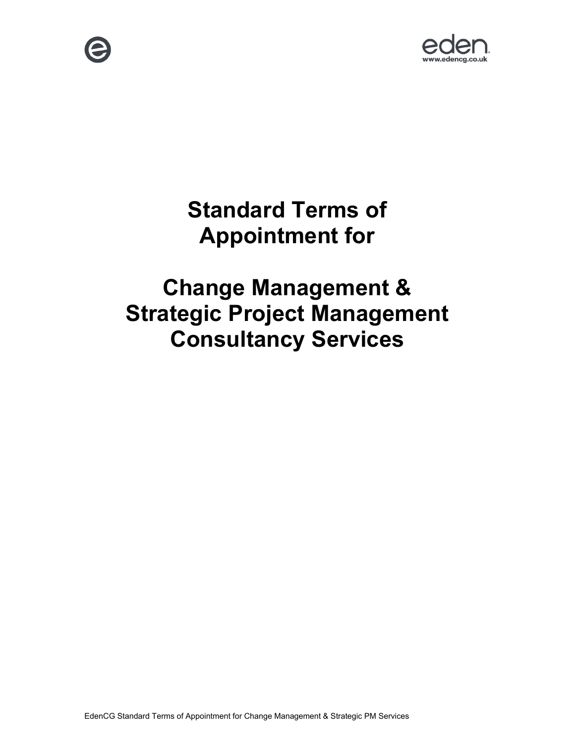# Standard Terms of Appointment for

# Change Management & Strategic Project Management Consultancy Services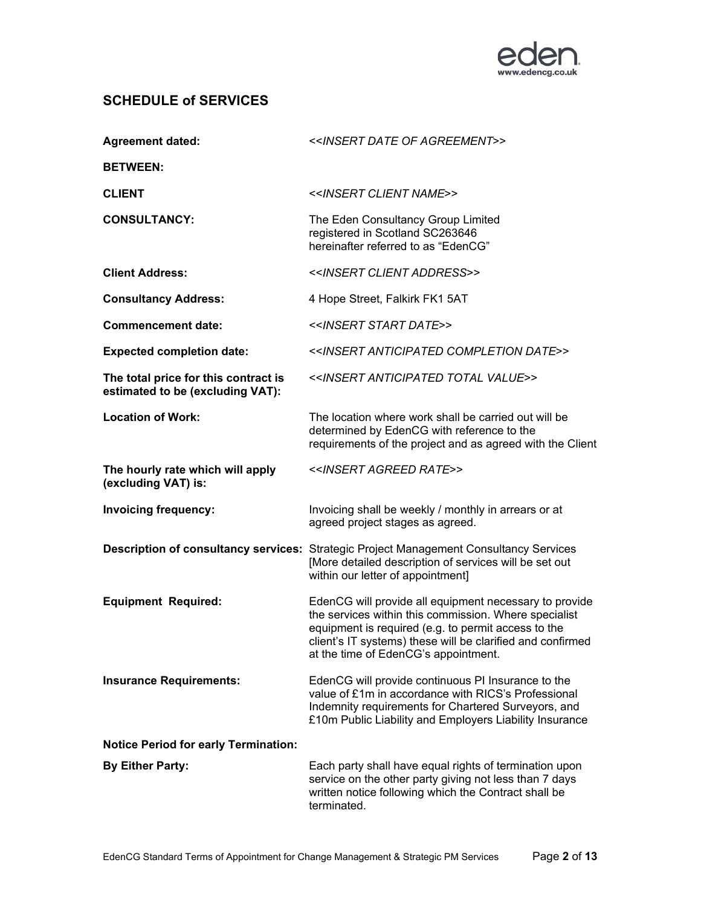## SCHEDULE of SERVICES

| | |
|---|---|
| **Agreement dated:** | *<<INSERT DATE OF AGREEMENT>>* |
| **BETWEEN:** | |
| **CLIENT** | *<<INSERT CLIENT NAME>>* |
| **CONSULTANCY:** | The Eden Consultancy Group Limited registered in Scotland SC263646 hereinafter referred to as "EdenCG" |
| **Client Address:** | *<<INSERT CLIENT ADDRESS>>* |
| **Consultancy Address:** | 4 Hope Street, Falkirk FK1 5AT |
| **Commencement date:** | *<<INSERT START DATE>>* |
| **Expected completion date:** | *<<INSERT ANTICIPATED COMPLETION DATE>>* |
| **The total price for this contract is estimated to be (excluding VAT):** | *<<INSERT ANTICIPATED TOTAL VALUE>>* |
| **Location of Work:** | The location where work shall be carried out will be determined by EdenCG with reference to the requirements of the project and as agreed with the Client |
| **The hourly rate which will apply (excluding VAT) is:** | *<<INSERT AGREED RATE>>* |
| **Invoicing frequency:** | Invoicing shall be weekly / monthly in arrears or at agreed project stages as agreed. |
| **Description of consultancy services:** | Strategic Project Management Consultancy Services [More detailed description of services will be set out within our letter of appointment] |
| **Equipment Required:** | EdenCG will provide all equipment necessary to provide the services within this commission. Where specialist equipment is required (e.g. to permit access to the client's IT systems) these will be clarified and confirmed at the time of EdenCG's appointment. |
| **Insurance Requirements:** | EdenCG will provide continuous PI Insurance to the value of £1m in accordance with RICS's Professional Indemnity requirements for Chartered Surveyors, and £10m Public Liability and Employers Liability Insurance |
| **Notice Period for early Termination:** | |
| **By Either Party:** | Each party shall have equal rights of termination upon service on the other party giving not less than 7 days written notice following which the Contract shall be terminated. |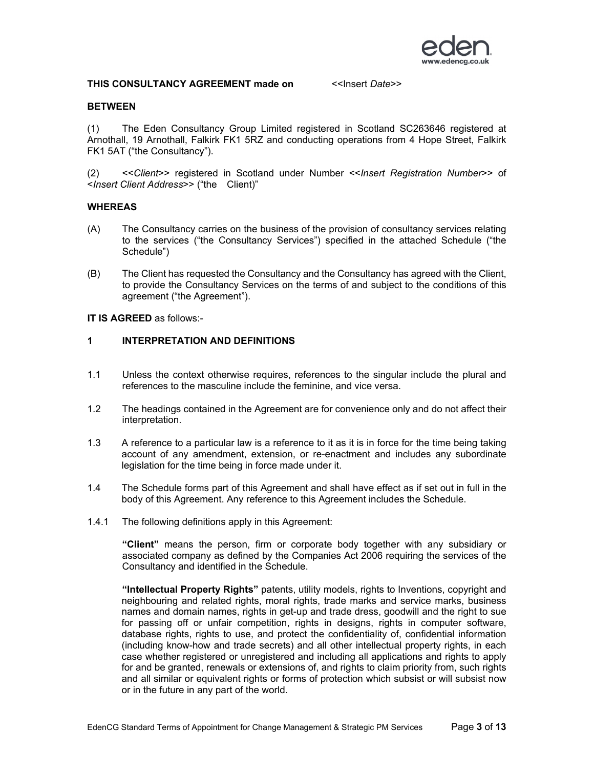**THIS CONSULTANCY AGREEMENT made on** <<Insert *Date*>>

**BETWEEN**

(1) The Eden Consultancy Group Limited registered in Scotland SC263646 registered at Arnothall, 19 Arnothall, Falkirk FK1 5RZ and conducting operations from 4 Hope Street, Falkirk FK1 5AT ("the Consultancy").

(2) <<*Client*>> registered in Scotland under Number <<*Insert Registration Number*>> of <*Insert Client Address*>> ("the Client)"

**WHEREAS**

(A) The Consultancy carries on the business of the provision of consultancy services relating to the services ("the Consultancy Services") specified in the attached Schedule ("the Schedule")

(B) The Client has requested the Consultancy and the Consultancy has agreed with the Client, to provide the Consultancy Services on the terms of and subject to the conditions of this agreement ("the Agreement").

**IT IS AGREED** as follows:-

## 1 INTERPRETATION AND DEFINITIONS

1.1 Unless the context otherwise requires, references to the singular include the plural and references to the masculine include the feminine, and vice versa.

1.2 The headings contained in the Agreement are for convenience only and do not affect their interpretation.

1.3 A reference to a particular law is a reference to it as it is in force for the time being taking account of any amendment, extension, or re-enactment and includes any subordinate legislation for the time being in force made under it.

1.4 The Schedule forms part of this Agreement and shall have effect as if set out in full in the body of this Agreement. Any reference to this Agreement includes the Schedule.

1.4.1 The following definitions apply in this Agreement:

**"Client"** means the person, firm or corporate body together with any subsidiary or associated company as defined by the Companies Act 2006 requiring the services of the Consultancy and identified in the Schedule.

**"Intellectual Property Rights"** patents, utility models, rights to Inventions, copyright and neighbouring and related rights, moral rights, trade marks and service marks, business names and domain names, rights in get-up and trade dress, goodwill and the right to sue for passing off or unfair competition, rights in designs, rights in computer software, database rights, rights to use, and protect the confidentiality of, confidential information (including know-how and trade secrets) and all other intellectual property rights, in each case whether registered or unregistered and including all applications and rights to apply for and be granted, renewals or extensions of, and rights to claim priority from, such rights and all similar or equivalent rights or forms of protection which subsist or will subsist now or in the future in any part of the world.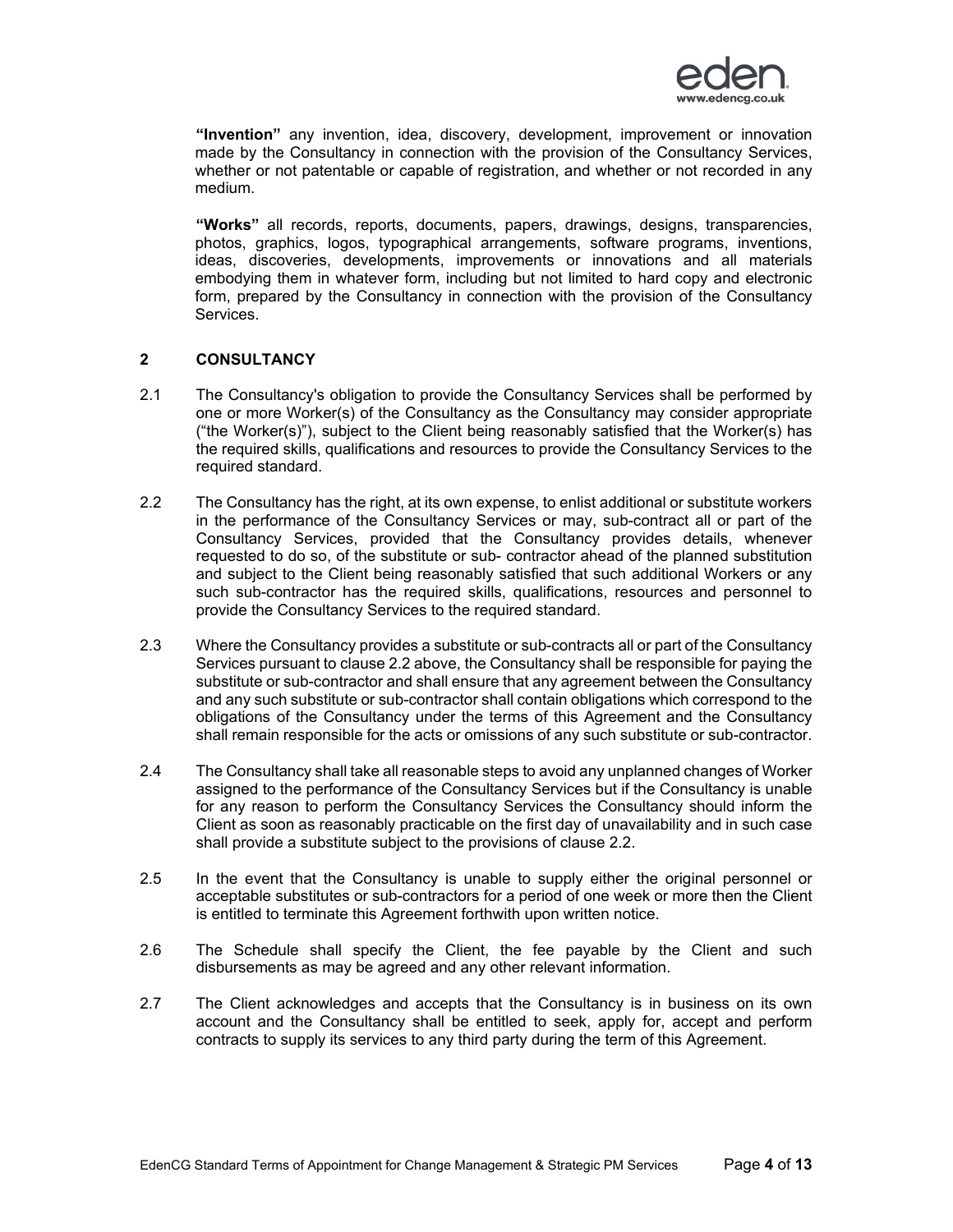**"Invention"** any invention, idea, discovery, development, improvement or innovation made by the Consultancy in connection with the provision of the Consultancy Services, whether or not patentable or capable of registration, and whether or not recorded in any medium.

**"Works"** all records, reports, documents, papers, drawings, designs, transparencies, photos, graphics, logos, typographical arrangements, software programs, inventions, ideas, discoveries, developments, improvements or innovations and all materials embodying them in whatever form, including but not limited to hard copy and electronic form, prepared by the Consultancy in connection with the provision of the Consultancy Services.

## 2 CONSULTANCY

2.1 The Consultancy's obligation to provide the Consultancy Services shall be performed by one or more Worker(s) of the Consultancy as the Consultancy may consider appropriate ("the Worker(s)"), subject to the Client being reasonably satisfied that the Worker(s) has the required skills, qualifications and resources to provide the Consultancy Services to the required standard.

2.2 The Consultancy has the right, at its own expense, to enlist additional or substitute workers in the performance of the Consultancy Services or may, sub-contract all or part of the Consultancy Services, provided that the Consultancy provides details, whenever requested to do so, of the substitute or sub- contractor ahead of the planned substitution and subject to the Client being reasonably satisfied that such additional Workers or any such sub-contractor has the required skills, qualifications, resources and personnel to provide the Consultancy Services to the required standard.

2.3 Where the Consultancy provides a substitute or sub-contracts all or part of the Consultancy Services pursuant to clause 2.2 above, the Consultancy shall be responsible for paying the substitute or sub-contractor and shall ensure that any agreement between the Consultancy and any such substitute or sub-contractor shall contain obligations which correspond to the obligations of the Consultancy under the terms of this Agreement and the Consultancy shall remain responsible for the acts or omissions of any such substitute or sub-contractor.

2.4 The Consultancy shall take all reasonable steps to avoid any unplanned changes of Worker assigned to the performance of the Consultancy Services but if the Consultancy is unable for any reason to perform the Consultancy Services the Consultancy should inform the Client as soon as reasonably practicable on the first day of unavailability and in such case shall provide a substitute subject to the provisions of clause 2.2.

2.5 In the event that the Consultancy is unable to supply either the original personnel or acceptable substitutes or sub-contractors for a period of one week or more then the Client is entitled to terminate this Agreement forthwith upon written notice.

2.6 The Schedule shall specify the Client, the fee payable by the Client and such disbursements as may be agreed and any other relevant information.

2.7 The Client acknowledges and accepts that the Consultancy is in business on its own account and the Consultancy shall be entitled to seek, apply for, accept and perform contracts to supply its services to any third party during the term of this Agreement.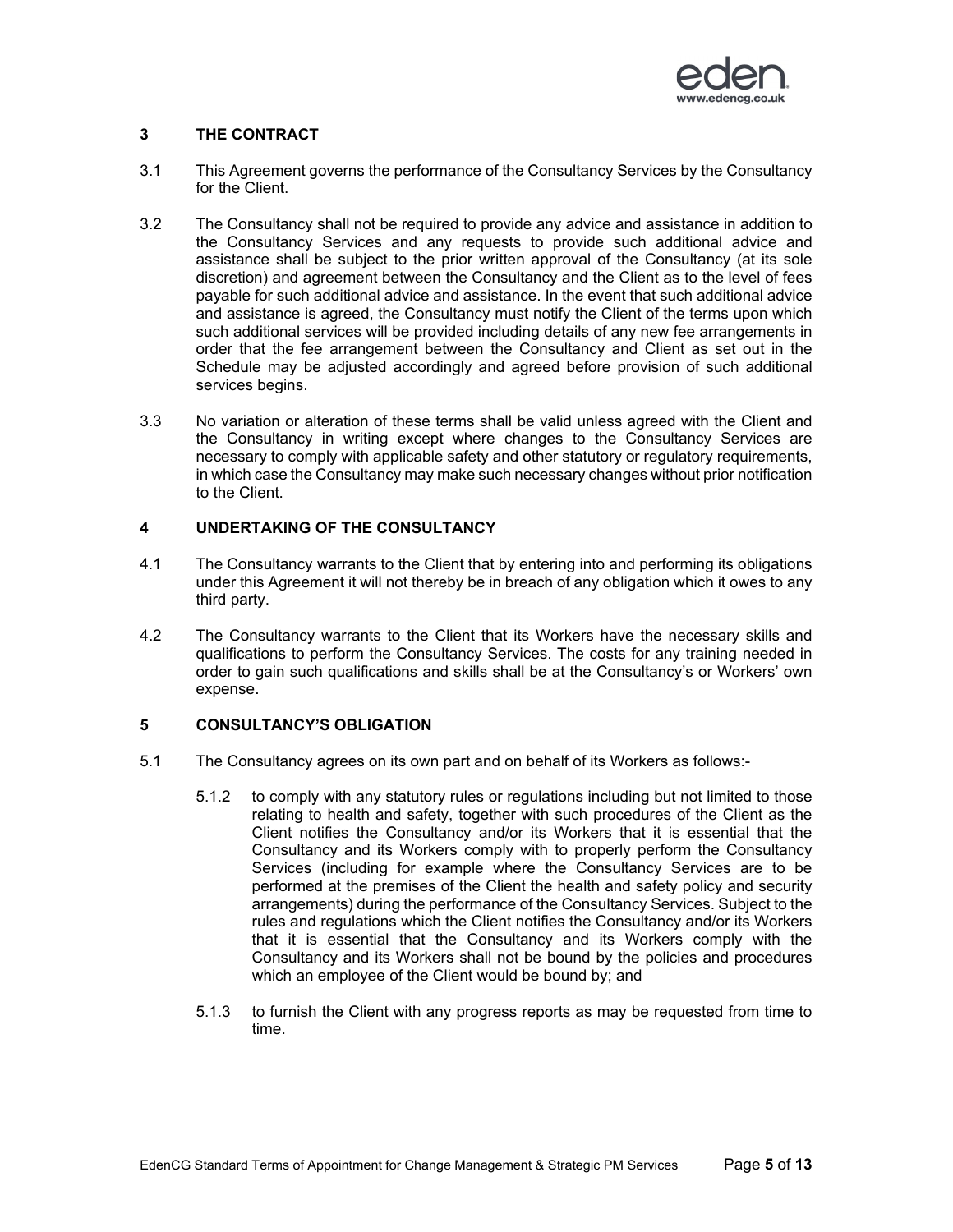## 3 THE CONTRACT

3.1 This Agreement governs the performance of the Consultancy Services by the Consultancy for the Client.

3.2 The Consultancy shall not be required to provide any advice and assistance in addition to the Consultancy Services and any requests to provide such additional advice and assistance shall be subject to the prior written approval of the Consultancy (at its sole discretion) and agreement between the Consultancy and the Client as to the level of fees payable for such additional advice and assistance. In the event that such additional advice and assistance is agreed, the Consultancy must notify the Client of the terms upon which such additional services will be provided including details of any new fee arrangements in order that the fee arrangement between the Consultancy and Client as set out in the Schedule may be adjusted accordingly and agreed before provision of such additional services begins.

3.3 No variation or alteration of these terms shall be valid unless agreed with the Client and the Consultancy in writing except where changes to the Consultancy Services are necessary to comply with applicable safety and other statutory or regulatory requirements, in which case the Consultancy may make such necessary changes without prior notification to the Client.

## 4 UNDERTAKING OF THE CONSULTANCY

4.1 The Consultancy warrants to the Client that by entering into and performing its obligations under this Agreement it will not thereby be in breach of any obligation which it owes to any third party.

4.2 The Consultancy warrants to the Client that its Workers have the necessary skills and qualifications to perform the Consultancy Services. The costs for any training needed in order to gain such qualifications and skills shall be at the Consultancy's or Workers' own expense.

## 5 CONSULTANCY'S OBLIGATION

5.1 The Consultancy agrees on its own part and on behalf of its Workers as follows:-

5.1.2 to comply with any statutory rules or regulations including but not limited to those relating to health and safety, together with such procedures of the Client as the Client notifies the Consultancy and/or its Workers that it is essential that the Consultancy and its Workers comply with to properly perform the Consultancy Services (including for example where the Consultancy Services are to be performed at the premises of the Client the health and safety policy and security arrangements) during the performance of the Consultancy Services. Subject to the rules and regulations which the Client notifies the Consultancy and/or its Workers that it is essential that the Consultancy and its Workers comply with the Consultancy and its Workers shall not be bound by the policies and procedures which an employee of the Client would be bound by; and

5.1.3 to furnish the Client with any progress reports as may be requested from time to time.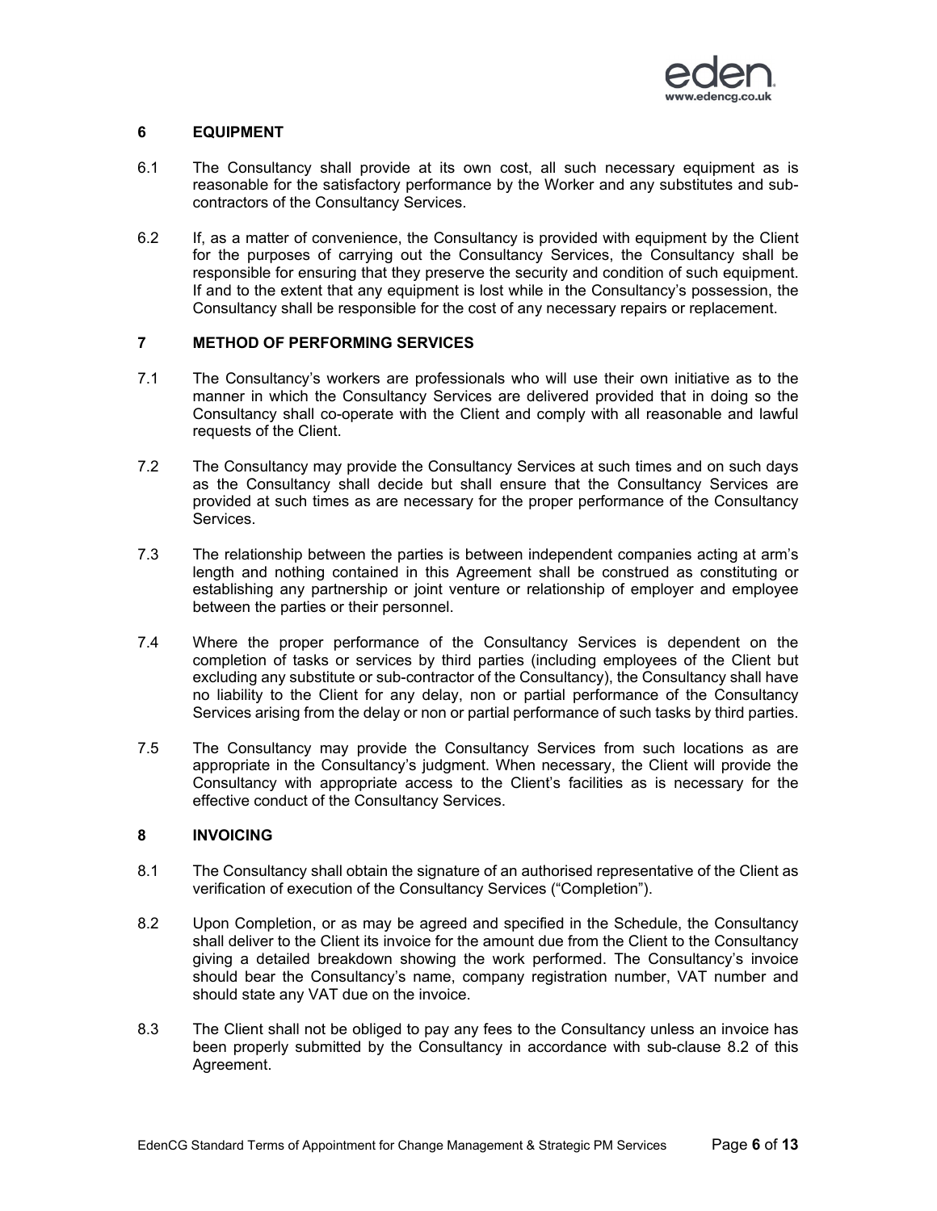## 6 EQUIPMENT

6.1 The Consultancy shall provide at its own cost, all such necessary equipment as is reasonable for the satisfactory performance by the Worker and any substitutes and sub-contractors of the Consultancy Services.

6.2 If, as a matter of convenience, the Consultancy is provided with equipment by the Client for the purposes of carrying out the Consultancy Services, the Consultancy shall be responsible for ensuring that they preserve the security and condition of such equipment. If and to the extent that any equipment is lost while in the Consultancy's possession, the Consultancy shall be responsible for the cost of any necessary repairs or replacement.

## 7 METHOD OF PERFORMING SERVICES

7.1 The Consultancy's workers are professionals who will use their own initiative as to the manner in which the Consultancy Services are delivered provided that in doing so the Consultancy shall co-operate with the Client and comply with all reasonable and lawful requests of the Client.

7.2 The Consultancy may provide the Consultancy Services at such times and on such days as the Consultancy shall decide but shall ensure that the Consultancy Services are provided at such times as are necessary for the proper performance of the Consultancy Services.

7.3 The relationship between the parties is between independent companies acting at arm's length and nothing contained in this Agreement shall be construed as constituting or establishing any partnership or joint venture or relationship of employer and employee between the parties or their personnel.

7.4 Where the proper performance of the Consultancy Services is dependent on the completion of tasks or services by third parties (including employees of the Client but excluding any substitute or sub-contractor of the Consultancy), the Consultancy shall have no liability to the Client for any delay, non or partial performance of the Consultancy Services arising from the delay or non or partial performance of such tasks by third parties.

7.5 The Consultancy may provide the Consultancy Services from such locations as are appropriate in the Consultancy's judgment. When necessary, the Client will provide the Consultancy with appropriate access to the Client's facilities as is necessary for the effective conduct of the Consultancy Services.

## 8 INVOICING

8.1 The Consultancy shall obtain the signature of an authorised representative of the Client as verification of execution of the Consultancy Services ("Completion").

8.2 Upon Completion, or as may be agreed and specified in the Schedule, the Consultancy shall deliver to the Client its invoice for the amount due from the Client to the Consultancy giving a detailed breakdown showing the work performed. The Consultancy's invoice should bear the Consultancy's name, company registration number, VAT number and should state any VAT due on the invoice.

8.3 The Client shall not be obliged to pay any fees to the Consultancy unless an invoice has been properly submitted by the Consultancy in accordance with sub-clause 8.2 of this Agreement.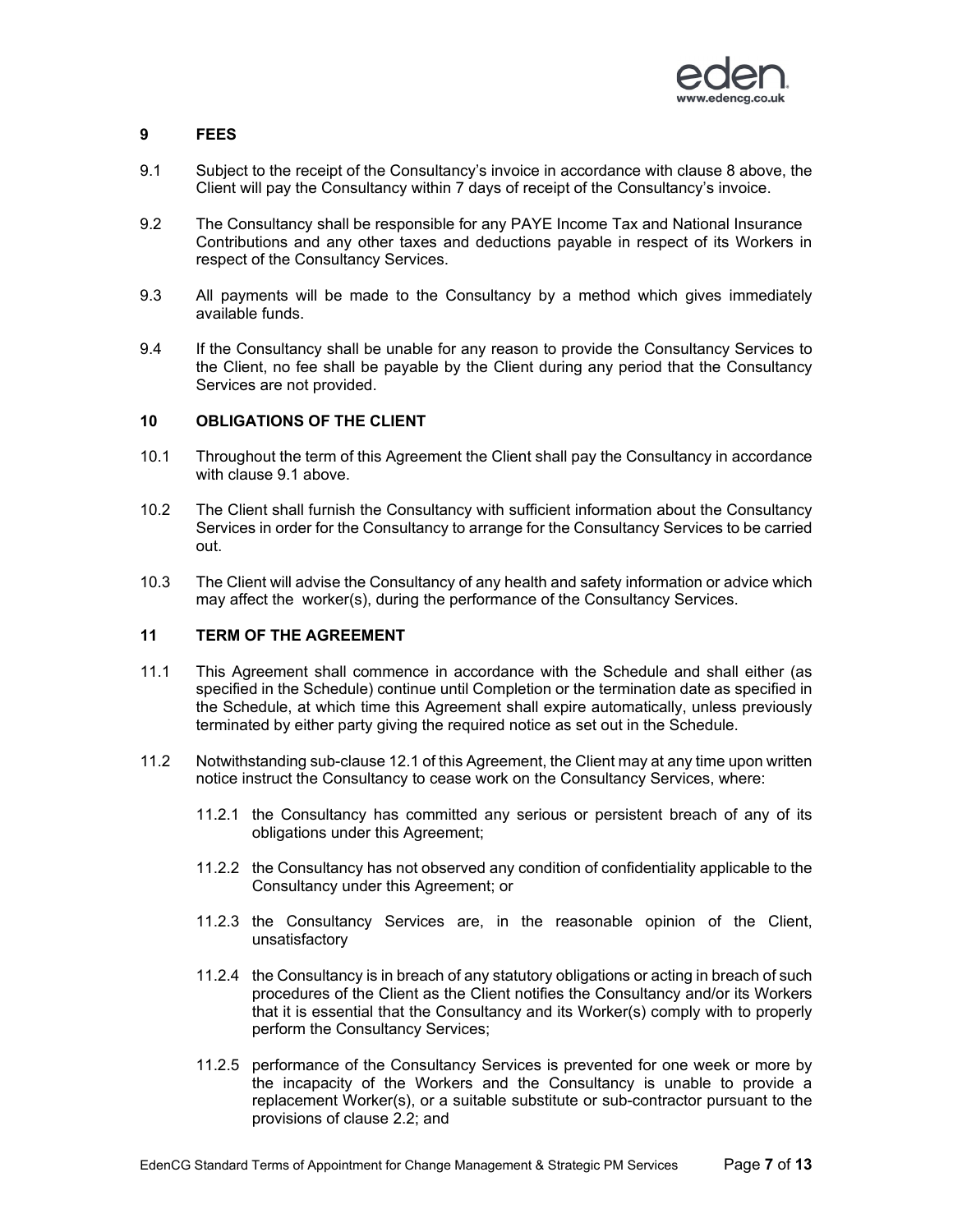## 9 FEES

9.1 Subject to the receipt of the Consultancy's invoice in accordance with clause 8 above, the Client will pay the Consultancy within 7 days of receipt of the Consultancy's invoice.

9.2 The Consultancy shall be responsible for any PAYE Income Tax and National Insurance Contributions and any other taxes and deductions payable in respect of its Workers in respect of the Consultancy Services.

9.3 All payments will be made to the Consultancy by a method which gives immediately available funds.

9.4 If the Consultancy shall be unable for any reason to provide the Consultancy Services to the Client, no fee shall be payable by the Client during any period that the Consultancy Services are not provided.

## 10 OBLIGATIONS OF THE CLIENT

10.1 Throughout the term of this Agreement the Client shall pay the Consultancy in accordance with clause 9.1 above.

10.2 The Client shall furnish the Consultancy with sufficient information about the Consultancy Services in order for the Consultancy to arrange for the Consultancy Services to be carried out.

10.3 The Client will advise the Consultancy of any health and safety information or advice which may affect the worker(s), during the performance of the Consultancy Services.

## 11 TERM OF THE AGREEMENT

11.1 This Agreement shall commence in accordance with the Schedule and shall either (as specified in the Schedule) continue until Completion or the termination date as specified in the Schedule, at which time this Agreement shall expire automatically, unless previously terminated by either party giving the required notice as set out in the Schedule.

11.2 Notwithstanding sub-clause 12.1 of this Agreement, the Client may at any time upon written notice instruct the Consultancy to cease work on the Consultancy Services, where:

11.2.1 the Consultancy has committed any serious or persistent breach of any of its obligations under this Agreement;

11.2.2 the Consultancy has not observed any condition of confidentiality applicable to the Consultancy under this Agreement; or

11.2.3 the Consultancy Services are, in the reasonable opinion of the Client, unsatisfactory

11.2.4 the Consultancy is in breach of any statutory obligations or acting in breach of such procedures of the Client as the Client notifies the Consultancy and/or its Workers that it is essential that the Consultancy and its Worker(s) comply with to properly perform the Consultancy Services;

11.2.5 performance of the Consultancy Services is prevented for one week or more by the incapacity of the Workers and the Consultancy is unable to provide a replacement Worker(s), or a suitable substitute or sub-contractor pursuant to the provisions of clause 2.2; and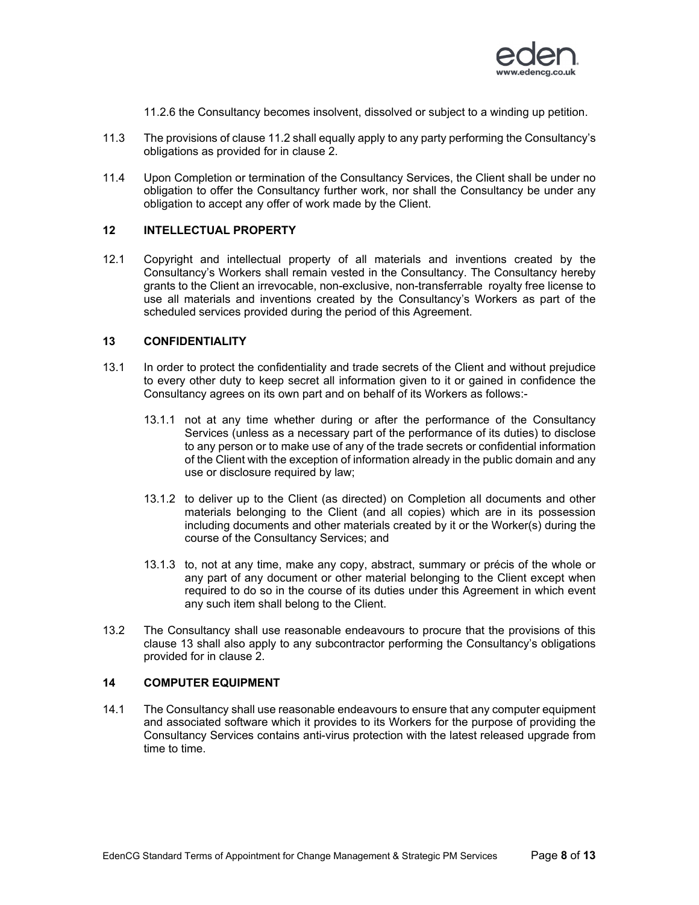11.2.6 the Consultancy becomes insolvent, dissolved or subject to a winding up petition.

11.3 The provisions of clause 11.2 shall equally apply to any party performing the Consultancy's obligations as provided for in clause 2.

11.4 Upon Completion or termination of the Consultancy Services, the Client shall be under no obligation to offer the Consultancy further work, nor shall the Consultancy be under any obligation to accept any offer of work made by the Client.

## 12 INTELLECTUAL PROPERTY

12.1 Copyright and intellectual property of all materials and inventions created by the Consultancy's Workers shall remain vested in the Consultancy. The Consultancy hereby grants to the Client an irrevocable, non-exclusive, non-transferrable royalty free license to use all materials and inventions created by the Consultancy's Workers as part of the scheduled services provided during the period of this Agreement.

## 13 CONFIDENTIALITY

13.1 In order to protect the confidentiality and trade secrets of the Client and without prejudice to every other duty to keep secret all information given to it or gained in confidence the Consultancy agrees on its own part and on behalf of its Workers as follows:-

13.1.1 not at any time whether during or after the performance of the Consultancy Services (unless as a necessary part of the performance of its duties) to disclose to any person or to make use of any of the trade secrets or confidential information of the Client with the exception of information already in the public domain and any use or disclosure required by law;

13.1.2 to deliver up to the Client (as directed) on Completion all documents and other materials belonging to the Client (and all copies) which are in its possession including documents and other materials created by it or the Worker(s) during the course of the Consultancy Services; and

13.1.3 to, not at any time, make any copy, abstract, summary or précis of the whole or any part of any document or other material belonging to the Client except when required to do so in the course of its duties under this Agreement in which event any such item shall belong to the Client.

13.2 The Consultancy shall use reasonable endeavours to procure that the provisions of this clause 13 shall also apply to any subcontractor performing the Consultancy's obligations provided for in clause 2.

## 14 COMPUTER EQUIPMENT

14.1 The Consultancy shall use reasonable endeavours to ensure that any computer equipment and associated software which it provides to its Workers for the purpose of providing the Consultancy Services contains anti-virus protection with the latest released upgrade from time to time.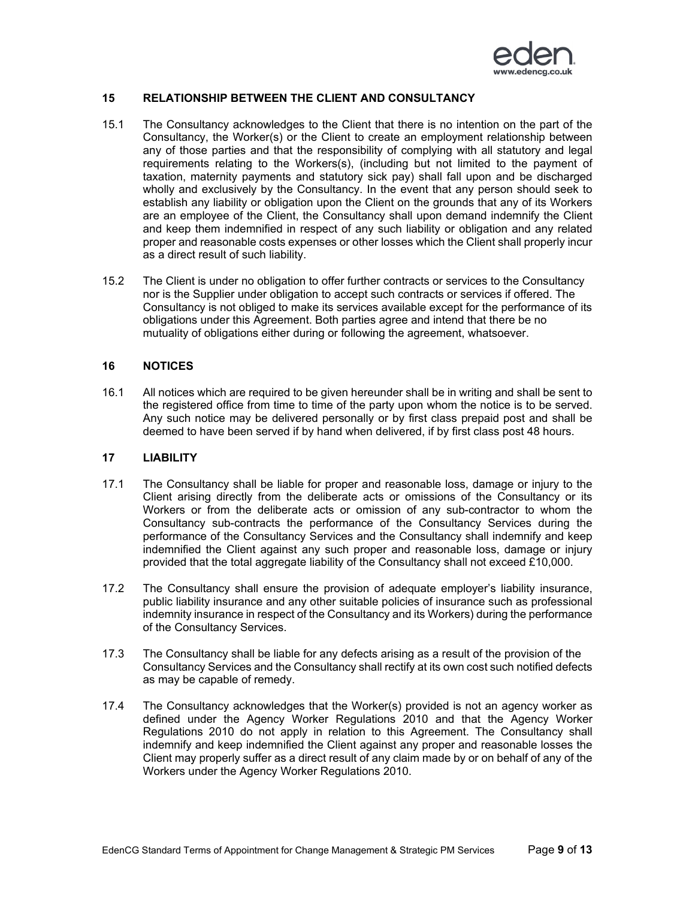## 15 RELATIONSHIP BETWEEN THE CLIENT AND CONSULTANCY

15.1 The Consultancy acknowledges to the Client that there is no intention on the part of the Consultancy, the Worker(s) or the Client to create an employment relationship between any of those parties and that the responsibility of complying with all statutory and legal requirements relating to the Workers(s), (including but not limited to the payment of taxation, maternity payments and statutory sick pay) shall fall upon and be discharged wholly and exclusively by the Consultancy. In the event that any person should seek to establish any liability or obligation upon the Client on the grounds that any of its Workers are an employee of the Client, the Consultancy shall upon demand indemnify the Client and keep them indemnified in respect of any such liability or obligation and any related proper and reasonable costs expenses or other losses which the Client shall properly incur as a direct result of such liability.

15.2 The Client is under no obligation to offer further contracts or services to the Consultancy nor is the Supplier under obligation to accept such contracts or services if offered. The Consultancy is not obliged to make its services available except for the performance of its obligations under this Agreement. Both parties agree and intend that there be no mutuality of obligations either during or following the agreement, whatsoever.

## 16 NOTICES

16.1 All notices which are required to be given hereunder shall be in writing and shall be sent to the registered office from time to time of the party upon whom the notice is to be served. Any such notice may be delivered personally or by first class prepaid post and shall be deemed to have been served if by hand when delivered, if by first class post 48 hours.

## 17 LIABILITY

17.1 The Consultancy shall be liable for proper and reasonable loss, damage or injury to the Client arising directly from the deliberate acts or omissions of the Consultancy or its Workers or from the deliberate acts or omission of any sub-contractor to whom the Consultancy sub-contracts the performance of the Consultancy Services during the performance of the Consultancy Services and the Consultancy shall indemnify and keep indemnified the Client against any such proper and reasonable loss, damage or injury provided that the total aggregate liability of the Consultancy shall not exceed £10,000.

17.2 The Consultancy shall ensure the provision of adequate employer's liability insurance, public liability insurance and any other suitable policies of insurance such as professional indemnity insurance in respect of the Consultancy and its Workers) during the performance of the Consultancy Services.

17.3 The Consultancy shall be liable for any defects arising as a result of the provision of the Consultancy Services and the Consultancy shall rectify at its own cost such notified defects as may be capable of remedy.

17.4 The Consultancy acknowledges that the Worker(s) provided is not an agency worker as defined under the Agency Worker Regulations 2010 and that the Agency Worker Regulations 2010 do not apply in relation to this Agreement. The Consultancy shall indemnify and keep indemnified the Client against any proper and reasonable losses the Client may properly suffer as a direct result of any claim made by or on behalf of any of the Workers under the Agency Worker Regulations 2010.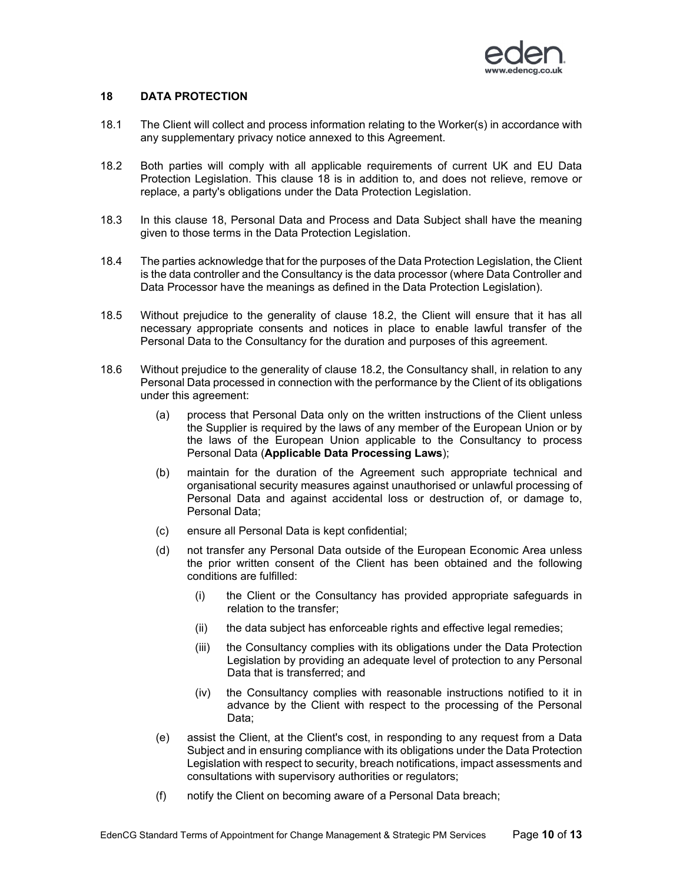## 18 DATA PROTECTION

18.1 The Client will collect and process information relating to the Worker(s) in accordance with any supplementary privacy notice annexed to this Agreement.

18.2 Both parties will comply with all applicable requirements of current UK and EU Data Protection Legislation. This clause 18 is in addition to, and does not relieve, remove or replace, a party's obligations under the Data Protection Legislation.

18.3 In this clause 18, Personal Data and Process and Data Subject shall have the meaning given to those terms in the Data Protection Legislation.

18.4 The parties acknowledge that for the purposes of the Data Protection Legislation, the Client is the data controller and the Consultancy is the data processor (where Data Controller and Data Processor have the meanings as defined in the Data Protection Legislation).

18.5 Without prejudice to the generality of clause 18.2, the Client will ensure that it has all necessary appropriate consents and notices in place to enable lawful transfer of the Personal Data to the Consultancy for the duration and purposes of this agreement.

18.6 Without prejudice to the generality of clause 18.2, the Consultancy shall, in relation to any Personal Data processed in connection with the performance by the Client of its obligations under this agreement:

(a) process that Personal Data only on the written instructions of the Client unless the Supplier is required by the laws of any member of the European Union or by the laws of the European Union applicable to the Consultancy to process Personal Data (**Applicable Data Processing Laws**);

(b) maintain for the duration of the Agreement such appropriate technical and organisational security measures against unauthorised or unlawful processing of Personal Data and against accidental loss or destruction of, or damage to, Personal Data;

(c) ensure all Personal Data is kept confidential;

(d) not transfer any Personal Data outside of the European Economic Area unless the prior written consent of the Client has been obtained and the following conditions are fulfilled:

(i) the Client or the Consultancy has provided appropriate safeguards in relation to the transfer;

(ii) the data subject has enforceable rights and effective legal remedies;

(iii) the Consultancy complies with its obligations under the Data Protection Legislation by providing an adequate level of protection to any Personal Data that is transferred; and

(iv) the Consultancy complies with reasonable instructions notified to it in advance by the Client with respect to the processing of the Personal Data;

(e) assist the Client, at the Client's cost, in responding to any request from a Data Subject and in ensuring compliance with its obligations under the Data Protection Legislation with respect to security, breach notifications, impact assessments and consultations with supervisory authorities or regulators;

(f) notify the Client on becoming aware of a Personal Data breach;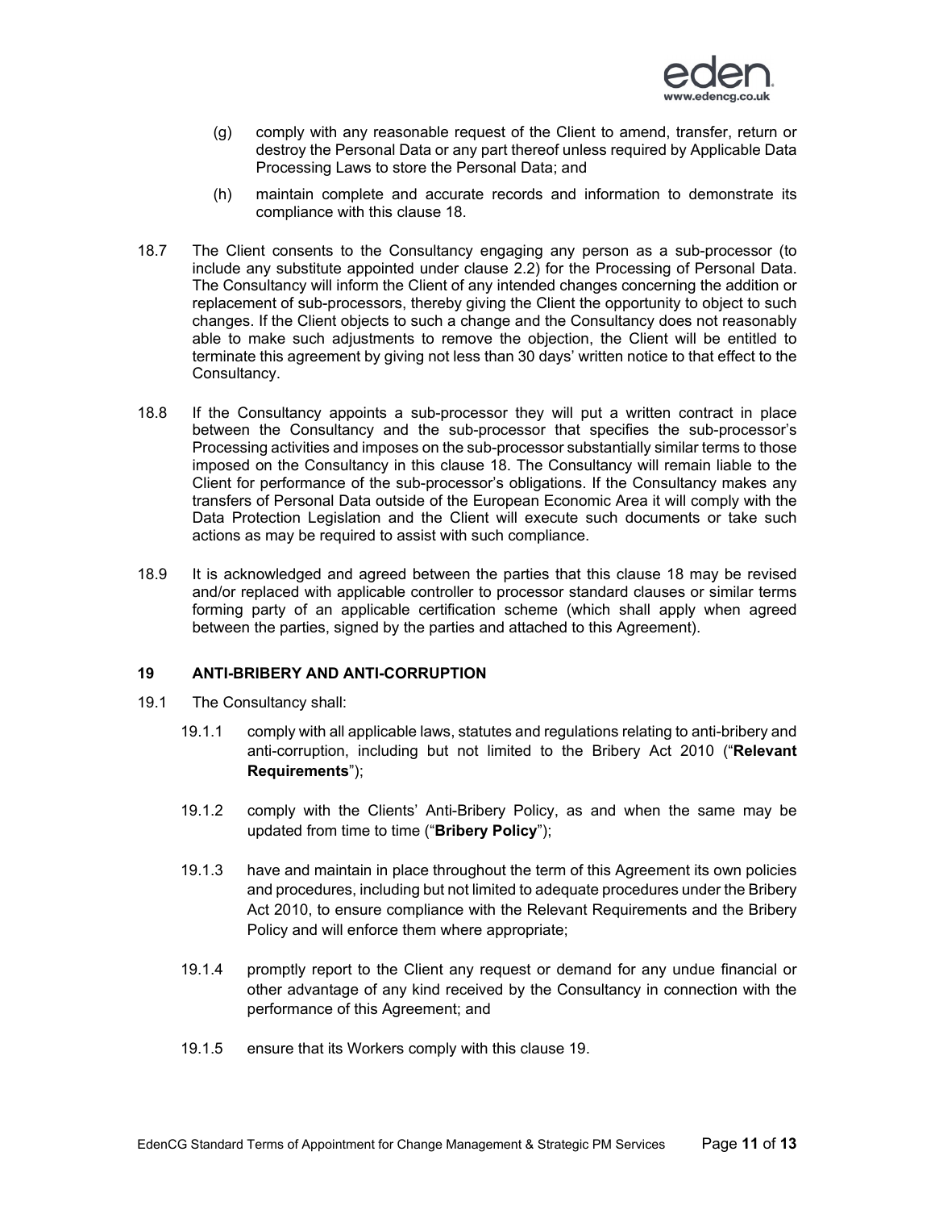(g) comply with any reasonable request of the Client to amend, transfer, return or destroy the Personal Data or any part thereof unless required by Applicable Data Processing Laws to store the Personal Data; and

(h) maintain complete and accurate records and information to demonstrate its compliance with this clause 18.

18.7 The Client consents to the Consultancy engaging any person as a sub-processor (to include any substitute appointed under clause 2.2) for the Processing of Personal Data. The Consultancy will inform the Client of any intended changes concerning the addition or replacement of sub-processors, thereby giving the Client the opportunity to object to such changes. If the Client objects to such a change and the Consultancy does not reasonably able to make such adjustments to remove the objection, the Client will be entitled to terminate this agreement by giving not less than 30 days' written notice to that effect to the Consultancy.

18.8 If the Consultancy appoints a sub-processor they will put a written contract in place between the Consultancy and the sub-processor that specifies the sub-processor's Processing activities and imposes on the sub-processor substantially similar terms to those imposed on the Consultancy in this clause 18. The Consultancy will remain liable to the Client for performance of the sub-processor's obligations. If the Consultancy makes any transfers of Personal Data outside of the European Economic Area it will comply with the Data Protection Legislation and the Client will execute such documents or take such actions as may be required to assist with such compliance.

18.9 It is acknowledged and agreed between the parties that this clause 18 may be revised and/or replaced with applicable controller to processor standard clauses or similar terms forming party of an applicable certification scheme (which shall apply when agreed between the parties, signed by the parties and attached to this Agreement).

## 19 ANTI-BRIBERY AND ANTI-CORRUPTION

19.1 The Consultancy shall:

19.1.1 comply with all applicable laws, statutes and regulations relating to anti-bribery and anti-corruption, including but not limited to the Bribery Act 2010 ("**Relevant Requirements**");

19.1.2 comply with the Clients' Anti-Bribery Policy, as and when the same may be updated from time to time ("**Bribery Policy**");

19.1.3 have and maintain in place throughout the term of this Agreement its own policies and procedures, including but not limited to adequate procedures under the Bribery Act 2010, to ensure compliance with the Relevant Requirements and the Bribery Policy and will enforce them where appropriate;

19.1.4 promptly report to the Client any request or demand for any undue financial or other advantage of any kind received by the Consultancy in connection with the performance of this Agreement; and

19.1.5 ensure that its Workers comply with this clause 19.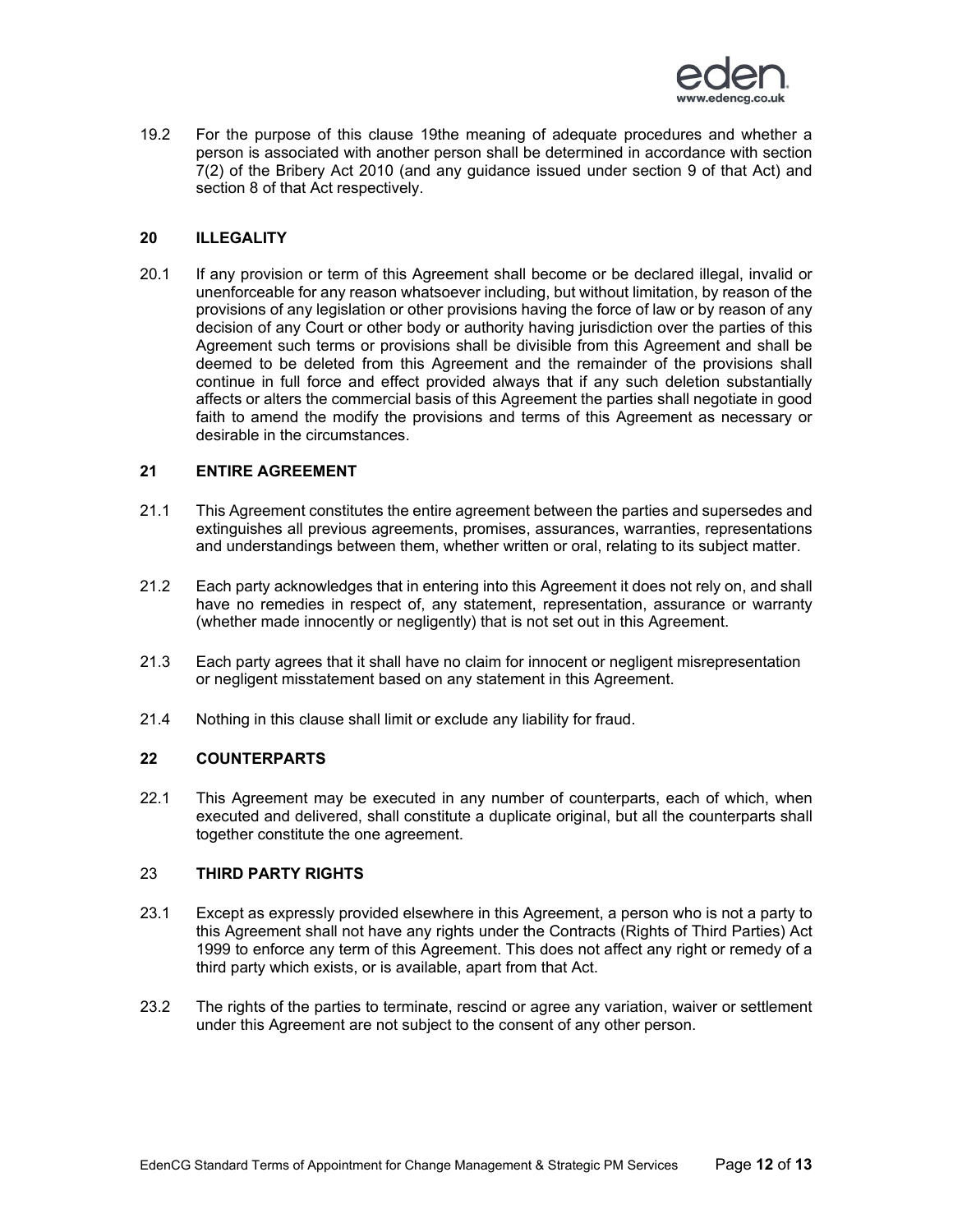19.2 For the purpose of this clause 19the meaning of adequate procedures and whether a person is associated with another person shall be determined in accordance with section 7(2) of the Bribery Act 2010 (and any guidance issued under section 9 of that Act) and section 8 of that Act respectively.

## 20 ILLEGALITY

20.1 If any provision or term of this Agreement shall become or be declared illegal, invalid or unenforceable for any reason whatsoever including, but without limitation, by reason of the provisions of any legislation or other provisions having the force of law or by reason of any decision of any Court or other body or authority having jurisdiction over the parties of this Agreement such terms or provisions shall be divisible from this Agreement and shall be deemed to be deleted from this Agreement and the remainder of the provisions shall continue in full force and effect provided always that if any such deletion substantially affects or alters the commercial basis of this Agreement the parties shall negotiate in good faith to amend the modify the provisions and terms of this Agreement as necessary or desirable in the circumstances.

## 21 ENTIRE AGREEMENT

21.1 This Agreement constitutes the entire agreement between the parties and supersedes and extinguishes all previous agreements, promises, assurances, warranties, representations and understandings between them, whether written or oral, relating to its subject matter.

21.2 Each party acknowledges that in entering into this Agreement it does not rely on, and shall have no remedies in respect of, any statement, representation, assurance or warranty (whether made innocently or negligently) that is not set out in this Agreement.

21.3 Each party agrees that it shall have no claim for innocent or negligent misrepresentation or negligent misstatement based on any statement in this Agreement.

21.4 Nothing in this clause shall limit or exclude any liability for fraud.

## 22 COUNTERPARTS

22.1 This Agreement may be executed in any number of counterparts, each of which, when executed and delivered, shall constitute a duplicate original, but all the counterparts shall together constitute the one agreement.

## 23 THIRD PARTY RIGHTS

23.1 Except as expressly provided elsewhere in this Agreement, a person who is not a party to this Agreement shall not have any rights under the Contracts (Rights of Third Parties) Act 1999 to enforce any term of this Agreement. This does not affect any right or remedy of a third party which exists, or is available, apart from that Act.

23.2 The rights of the parties to terminate, rescind or agree any variation, waiver or settlement under this Agreement are not subject to the consent of any other person.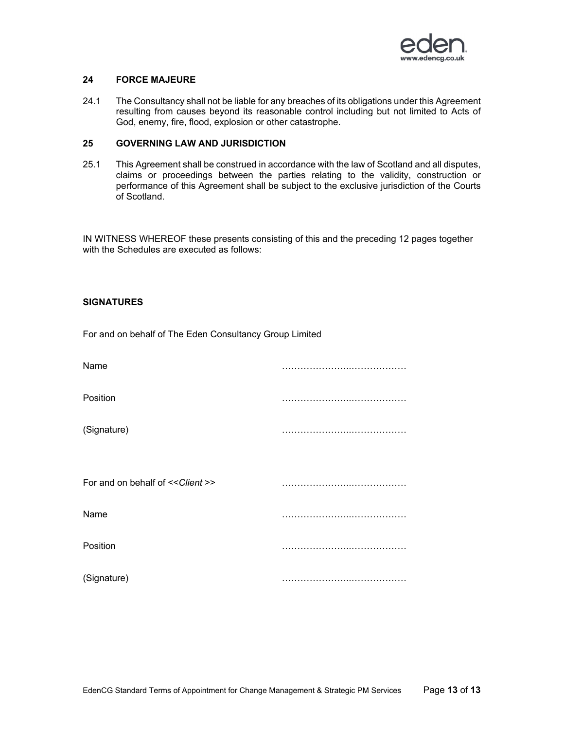## 24 FORCE MAJEURE

24.1 The Consultancy shall not be liable for any breaches of its obligations under this Agreement resulting from causes beyond its reasonable control including but not limited to Acts of God, enemy, fire, flood, explosion or other catastrophe.

## 25 GOVERNING LAW AND JURISDICTION

25.1 This Agreement shall be construed in accordance with the law of Scotland and all disputes, claims or proceedings between the parties relating to the validity, construction or performance of this Agreement shall be subject to the exclusive jurisdiction of the Courts of Scotland.

IN WITNESS WHEREOF these presents consisting of this and the preceding 12 pages together with the Schedules are executed as follows:

**SIGNATURES**

For and on behalf of The Eden Consultancy Group Limited

Name ……………………..………………

Position ……………………..………………

(Signature) ……………………..………………

For and on behalf of <<*Client* >> ……………………..………………

Name ……………………..………………

Position ……………………..………………

(Signature) ……………………..………………